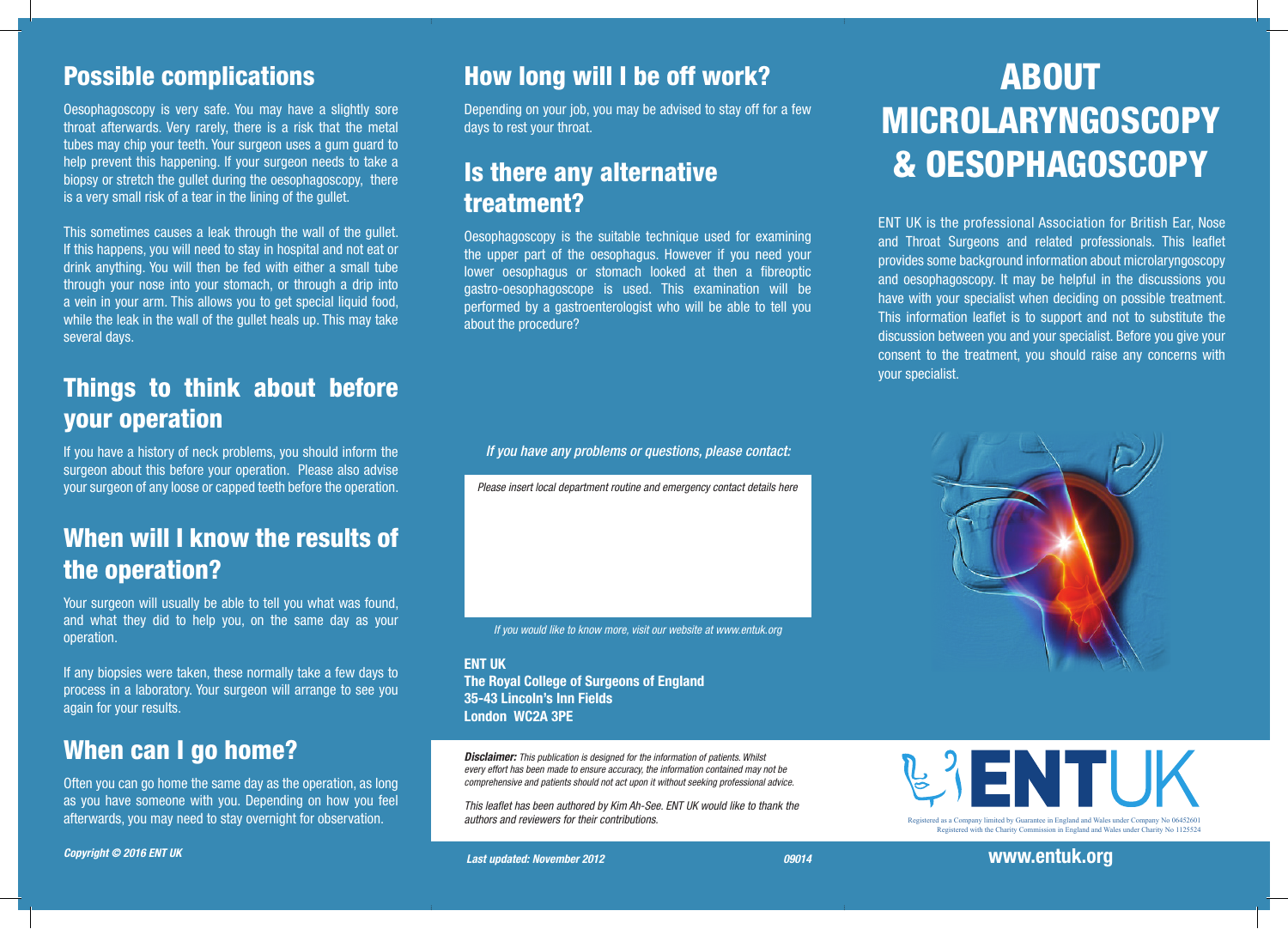## Possible complications

Oesophagoscopy is very safe. You may have a slightly sore throat afterwards. Very rarely, there is a risk that the metal tubes may chip your teeth. Your surgeon uses a gum guard to help prevent this happening. If your surgeon needs to take a biopsy or stretch the gullet during the oesophagoscopy, there is a very small risk of a tear in the lining of the gullet.

This sometimes causes a leak through the wall of the gullet. If this happens, you will need to stay in hospital and not eat or drink anything. You will then be fed with either a small tube through your nose into your stomach, or through a drip into a vein in your arm. This allows you to get special liquid food, while the leak in the wall of the gullet heals up. This may take several days.

## Things to think about before your operation

If you have a history of neck problems, you should inform the surgeon about this before your operation. Please also advise your surgeon of any loose or capped teeth before the operation.

## When will I know the results of the operation?

Your surgeon will usually be able to tell you what was found, and what they did to help you, on the same day as your operation.

If any biopsies were taken, these normally take a few days to process in a laboratory. Your surgeon will arrange to see you again for your results.

## When can I go home?

Often you can go home the same day as the operation, as long as you have someone with you. Depending on how you feel afterwards, you may need to stay overnight for observation.

***Copyright © 2016 ENT UK***

## How long will I be off work?

Depending on your job, you may be advised to stay off for a few days to rest your throat.

## Is there any alternative treatment?

Oesophagoscopy is the suitable technique used for examining the upper part of the oesophagus. However if you need your lower oesophagus or stomach looked at then a fibreoptic gastro-oesophagoscope is used. This examination will be performed by a gastroenterologist who will be able to tell you about the procedure?

*If you have any problems or questions, please contact:*

*Please insert local department routine and emergency contact details here*

*If you would like to know more, visit our website at www.entuk.org*

**ENT UK**
**The Royal College of Surgeons of England**
**35-43 Lincoln's Inn Fields**
**London WC2A 3PE**

***Disclaimer:*** *This publication is designed for the information of patients. Whilst every effort has been made to ensure accuracy, the information contained may not be comprehensive and patients should not act upon it without seeking professional advice.*

*This leaflet has been authored by Kim Ah-See. ENT UK would like to thank the authors and reviewers for their contributions.*

***Last updated: November 2012*** ***09014***

# ABOUT MICROLARYNGOSCOPY & OESOPHAGOSCOPY

ENT UK is the professional Association for British Ear, Nose and Throat Surgeons and related professionals. This leaflet provides some background information about microlaryngoscopy and oesophagoscopy. It may be helpful in the discussions you have with your specialist when deciding on possible treatment. This information leaflet is to support and not to substitute the discussion between you and your specialist. Before you give your consent to the treatment, you should raise any concerns with your specialist.

ENTUK

Registered as a Company limited by Guarantee in England and Wales under Company No 06452601
Registered with the Charity Commission in England and Wales under Charity No 1125524

**www.entuk.org**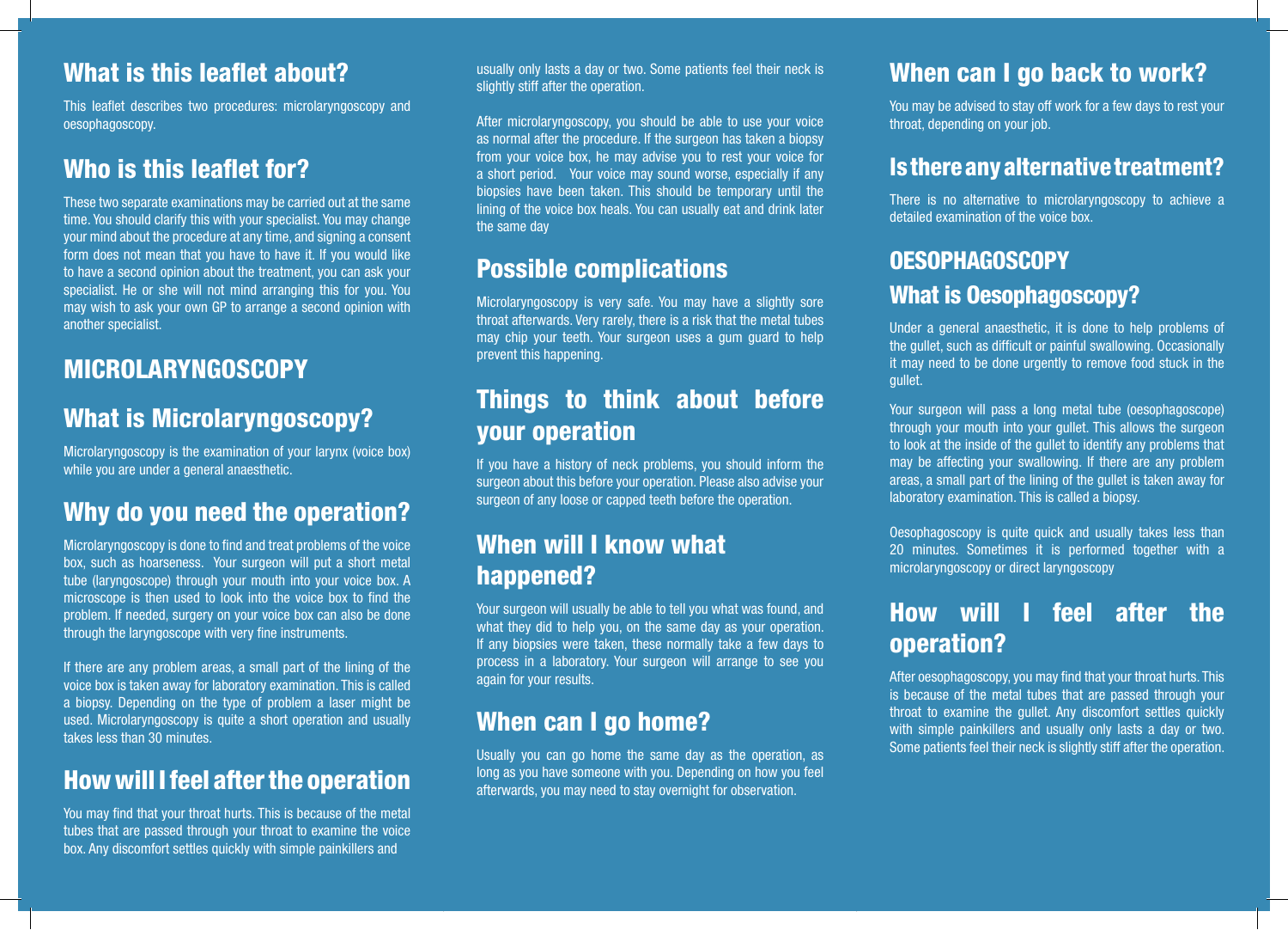## What is this leaflet about?

This leaflet describes two procedures: microlaryngoscopy and oesophagoscopy.

## Who is this leaflet for?

These two separate examinations may be carried out at the same time. You should clarify this with your specialist. You may change your mind about the procedure at any time, and signing a consent form does not mean that you have to have it. If you would like to have a second opinion about the treatment, you can ask your specialist. He or she will not mind arranging this for you. You may wish to ask your own GP to arrange a second opinion with another specialist.

# MICROLARYNGOSCOPY

## What is Microlaryngoscopy?

Microlaryngoscopy is the examination of your larynx (voice box) while you are under a general anaesthetic.

## Why do you need the operation?

Microlaryngoscopy is done to find and treat problems of the voice box, such as hoarseness. Your surgeon will put a short metal tube (laryngoscope) through your mouth into your voice box. A microscope is then used to look into the voice box to find the problem. If needed, surgery on your voice box can also be done through the laryngoscope with very fine instruments.

If there are any problem areas, a small part of the lining of the voice box is taken away for laboratory examination. This is called a biopsy. Depending on the type of problem a laser might be used. Microlaryngoscopy is quite a short operation and usually takes less than 30 minutes.

## How will I feel after the operation

You may find that your throat hurts. This is because of the metal tubes that are passed through your throat to examine the voice box. Any discomfort settles quickly with simple painkillers and usually only lasts a day or two. Some patients feel their neck is slightly stiff after the operation.

After microlaryngoscopy, you should be able to use your voice as normal after the procedure. If the surgeon has taken a biopsy from your voice box, he may advise you to rest your voice for a short period. Your voice may sound worse, especially if any biopsies have been taken. This should be temporary until the lining of the voice box heals. You can usually eat and drink later the same day

## Possible complications

Microlaryngoscopy is very safe. You may have a slightly sore throat afterwards. Very rarely, there is a risk that the metal tubes may chip your teeth. Your surgeon uses a gum guard to help prevent this happening.

## Things to think about before your operation

If you have a history of neck problems, you should inform the surgeon about this before your operation. Please also advise your surgeon of any loose or capped teeth before the operation.

## When will I know what happened?

Your surgeon will usually be able to tell you what was found, and what they did to help you, on the same day as your operation. If any biopsies were taken, these normally take a few days to process in a laboratory. Your surgeon will arrange to see you again for your results.

## When can I go home?

Usually you can go home the same day as the operation, as long as you have someone with you. Depending on how you feel afterwards, you may need to stay overnight for observation.

## When can I go back to work?

You may be advised to stay off work for a few days to rest your throat, depending on your job.

## Is there any alternative treatment?

There is no alternative to microlaryngoscopy to achieve a detailed examination of the voice box.

# OESOPHAGOSCOPY

## What is Oesophagoscopy?

Under a general anaesthetic, it is done to help problems of the gullet, such as difficult or painful swallowing. Occasionally it may need to be done urgently to remove food stuck in the gullet.

Your surgeon will pass a long metal tube (oesophagoscope) through your mouth into your gullet. This allows the surgeon to look at the inside of the gullet to identify any problems that may be affecting your swallowing. If there are any problem areas, a small part of the lining of the gullet is taken away for laboratory examination. This is called a biopsy.

Oesophagoscopy is quite quick and usually takes less than 20 minutes. Sometimes it is performed together with a microlaryngoscopy or direct laryngoscopy

## How will I feel after the operation?

After oesophagoscopy, you may find that your throat hurts. This is because of the metal tubes that are passed through your throat to examine the gullet. Any discomfort settles quickly with simple painkillers and usually only lasts a day or two. Some patients feel their neck is slightly stiff after the operation.